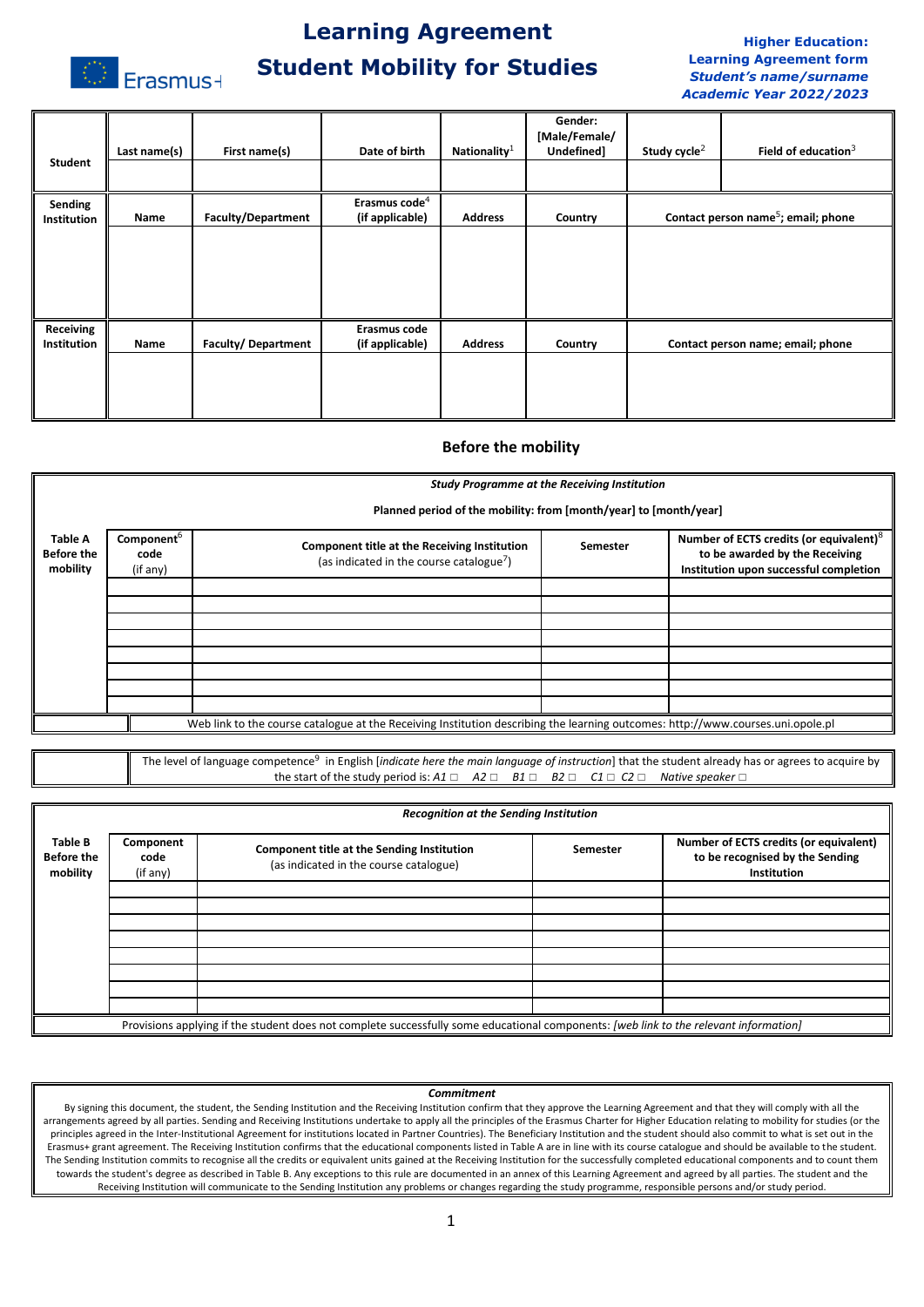# Learning Agreement Student Mobility for Studies

**Higher Education: Learning Agreement form**
***Student's name/surname***
***Academic Year 2022/2023***

| Student | Last name(s) | First name(s) | Date of birth | Nationality[1] | Gender: [Male/Female/ Undefined] | Study cycle[2] | Field of education[3] |
|---|---|---|---|---|---|---|---|
| | | | | | | | |

| Sending Institution | Name | Faculty/Department | Erasmus code[4] (if applicable) | Address | Country | Contact person name[5]; email; phone |
|---|---|---|---|---|---|---|
| | | | | | | |

| Receiving Institution | Name | Faculty/ Department | Erasmus code (if applicable) | Address | Country | Contact person name; email; phone |
|---|---|---|---|---|---|---|
| | | | | | | |

## Before the mobility

***Study Programme at the Receiving Institution***

**Planned period of the mobility: from [month/year] to [month/year]**

| Table A Before the mobility | Component[6] code (if any) | Component title at the Receiving Institution (as indicated in the course catalogue[7]) | Semester | Number of ECTS credits (or equivalent)[8] to be awarded by the Receiving Institution upon successful completion |
|---|---|---|---|---|
| | | | | |
| | | | | |
| | | | | |
| | | | | |
| | | | | |
| | | | | |
| | | | | |
| | | | | |

Web link to the course catalogue at the Receiving Institution describing the learning outcomes: http://www.courses.uni.opole.pl

The level of language competence[9] in English [*indicate here the main language of instruction*] that the student already has or agrees to acquire by the start of the study period is: *A1* □ *A2* □ *B1* □ *B2* □ *C1* □ *C2* □ *Native speaker* □

***Recognition at the Sending Institution***

| Table B Before the mobility | Component code (if any) | Component title at the Sending Institution (as indicated in the course catalogue) | Semester | Number of ECTS credits (or equivalent) to be recognised by the Sending Institution |
|---|---|---|---|---|
| | | | | |
| | | | | |
| | | | | |
| | | | | |
| | | | | |
| | | | | |
| | | | | |
| | | | | |

Provisions applying if the student does not complete successfully some educational components: *[web link to the relevant information]*

***Commitment***

By signing this document, the student, the Sending Institution and the Receiving Institution confirm that they approve the Learning Agreement and that they will comply with all the arrangements agreed by all parties. Sending and Receiving Institutions undertake to apply all the principles of the Erasmus Charter for Higher Education relating to mobility for studies (or the principles agreed in the Inter-Institutional Agreement for institutions located in Partner Countries). The Beneficiary Institution and the student should also commit to what is set out in the Erasmus+ grant agreement. The Receiving Institution confirms that the educational components listed in Table A are in line with its course catalogue and should be available to the student. The Sending Institution commits to recognise all the credits or equivalent units gained at the Receiving Institution for the successfully completed educational components and to count them towards the student's degree as described in Table B. Any exceptions to this rule are documented in an annex of this Learning Agreement and agreed by all parties. The student and the Receiving Institution will communicate to the Sending Institution any problems or changes regarding the study programme, responsible persons and/or study period.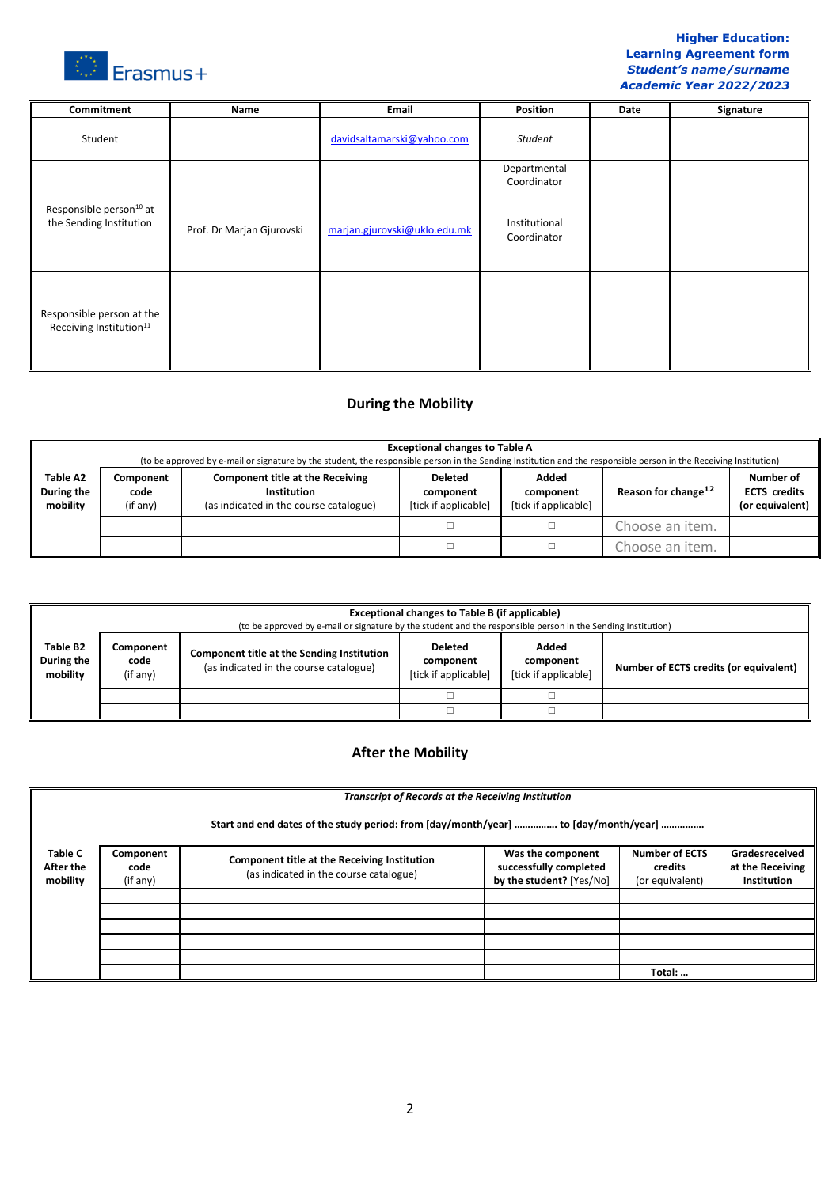| Commitment | Name | Email | Position | Date | Signature |
|---|---|---|---|---|---|
| Student | | davidsaltamarski@yahoo.com | *Student* | | |
| Responsible person[10] at the Sending Institution | Prof. Dr Marjan Gjurovski | marjan.gjurovski@uklo.edu.mk | Departmental Coordinator<br><br>Institutional Coordinator | | |
| Responsible person at the Receiving Institution[11] | | | | | |

## During the Mobility

| **Exceptional changes to Table A**<br>(to be approved by e-mail or signature by the student, the responsible person in the Sending Institution and the responsible person in the Receiving Institution) | | | | | | |
|---|---|---|---|---|---|---|
| **Table A2 During the mobility** | **Component code** (if any) | **Component title at the Receiving Institution** (as indicated in the course catalogue) | **Deleted component** [tick if applicable] | **Added component** [tick if applicable] | **Reason for change**[12] | **Number of ECTS credits (or equivalent)** |
| | | | ☐ | ☐ | Choose an item. | |
| | | | ☐ | ☐ | Choose an item. | |

| **Exceptional changes to Table B (if applicable)**<br>(to be approved by e-mail or signature by the student and the responsible person in the Sending Institution) | | | | | |
|---|---|---|---|---|---|
| **Table B2 During the mobility** | **Component code** (if any) | **Component title at the Sending Institution** (as indicated in the course catalogue) | **Deleted component** [tick if applicable] | **Added component** [tick if applicable] | **Number of ECTS credits (or equivalent)** |
| | | | ☐ | ☐ | |
| | | | ☐ | ☐ | |

## After the Mobility

| ***Transcript of Records at the Receiving Institution***<br><br>**Start and end dates of the study period: from [day/month/year] ............... to [day/month/year] ...............** | | | | | |
|---|---|---|---|---|---|
| **Table C After the mobility** | **Component code** (if any) | **Component title at the Receiving Institution** (as indicated in the course catalogue) | **Was the component successfully completed by the student?** [Yes/No] | **Number of ECTS credits** (or equivalent) | **Gradesreceived at the Receiving Institution** |
| | | | | | |
| | | | | | |
| | | | | | |
| | | | | | |
| | | | | | |
| | | | | **Total: …** | |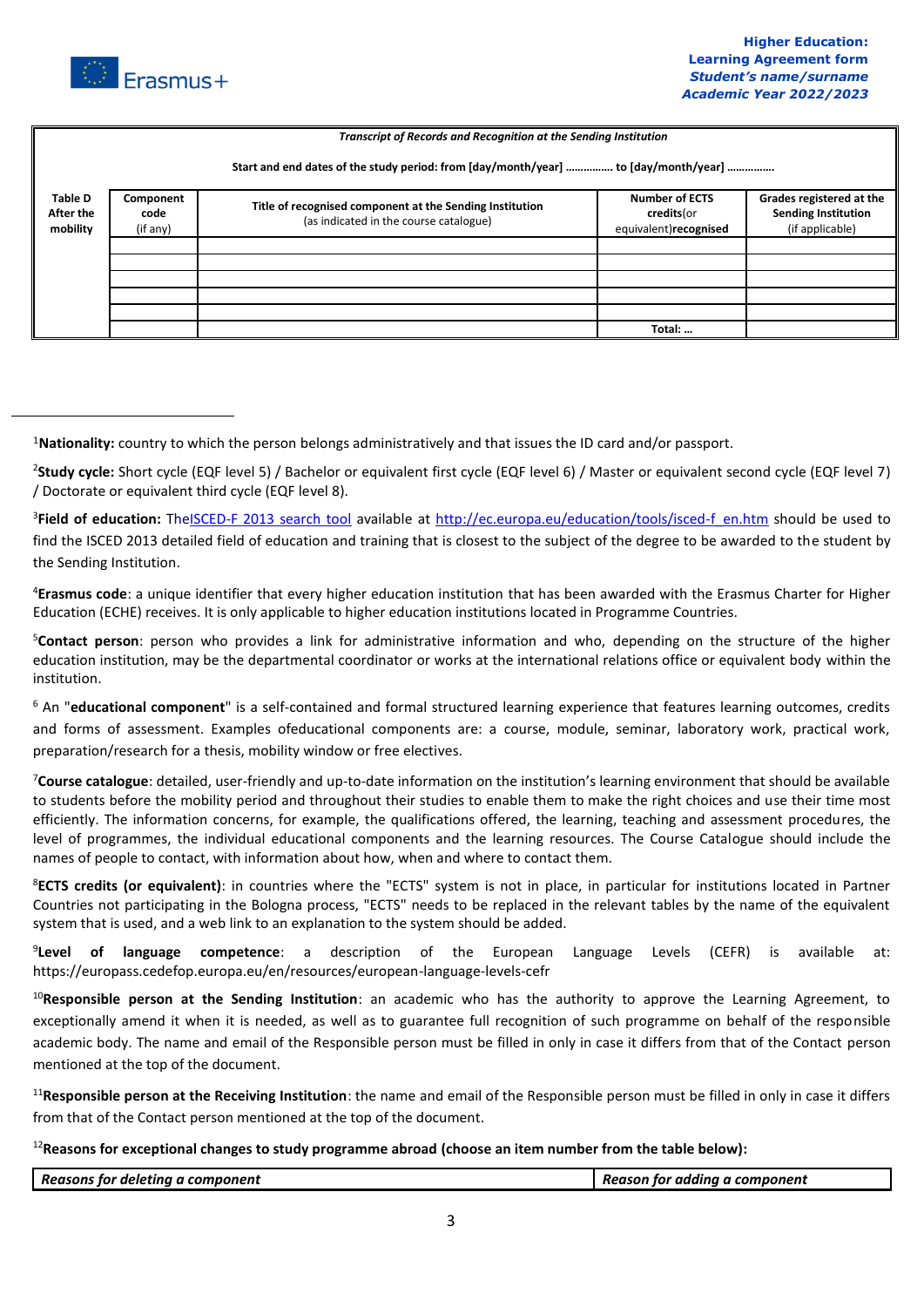| *Transcript of Records and Recognition at the Sending Institution* | | | | |
|---|---|---|---|---|
| **Start and end dates of the study period: from [day/month/year] …………… to [day/month/year] ……………** | | | | |
| **Table D After the mobility** | **Component code** (if any) | **Title of recognised component at the Sending Institution** (as indicated in the course catalogue) | **Number of ECTS credits**(or equivalent)**recognised** | **Grades registered at the Sending Institution** (if applicable) |
| | | | | |
| | | | | |
| | | | | |
| | | | | |
| | | | | |
| | | | **Total: …** | |

[1]**Nationality:** country to which the person belongs administratively and that issues the ID card and/or passport.

[2]**Study cycle:** Short cycle (EQF level 5) / Bachelor or equivalent first cycle (EQF level 6) / Master or equivalent second cycle (EQF level 7) / Doctorate or equivalent third cycle (EQF level 8).

[3]**Field of education:** TheISCED-F 2013 search tool available at http://ec.europa.eu/education/tools/isced-f_en.htm should be used to find the ISCED 2013 detailed field of education and training that is closest to the subject of the degree to be awarded to the student by the Sending Institution.

[4]**Erasmus code**: a unique identifier that every higher education institution that has been awarded with the Erasmus Charter for Higher Education (ECHE) receives. It is only applicable to higher education institutions located in Programme Countries.

[5]**Contact person**: person who provides a link for administrative information and who, depending on the structure of the higher education institution, may be the departmental coordinator or works at the international relations office or equivalent body within the institution.

[6] An "**educational component**" is a self-contained and formal structured learning experience that features learning outcomes, credits and forms of assessment. Examples ofeducational components are: a course, module, seminar, laboratory work, practical work, preparation/research for a thesis, mobility window or free electives.

[7]**Course catalogue**: detailed, user-friendly and up-to-date information on the institution's learning environment that should be available to students before the mobility period and throughout their studies to enable them to make the right choices and use their time most efficiently. The information concerns, for example, the qualifications offered, the learning, teaching and assessment procedures, the level of programmes, the individual educational components and the learning resources. The Course Catalogue should include the names of people to contact, with information about how, when and where to contact them.

[8]**ECTS credits (or equivalent)**: in countries where the "ECTS" system is not in place, in particular for institutions located in Partner Countries not participating in the Bologna process, "ECTS" needs to be replaced in the relevant tables by the name of the equivalent system that is used, and a web link to an explanation to the system should be added.

[9]**Level of language competence**: a description of the European Language Levels (CEFR) is available at: https://europass.cedefop.europa.eu/en/resources/european-language-levels-cefr

[10]**Responsible person at the Sending Institution**: an academic who has the authority to approve the Learning Agreement, to exceptionally amend it when it is needed, as well as to guarantee full recognition of such programme on behalf of the responsible academic body. The name and email of the Responsible person must be filled in only in case it differs from that of the Contact person mentioned at the top of the document.

[11]**Responsible person at the Receiving Institution**: the name and email of the Responsible person must be filled in only in case it differs from that of the Contact person mentioned at the top of the document.

[12]**Reasons for exceptional changes to study programme abroad (choose an item number from the table below):**

| ***Reasons for deleting a component*** | ***Reason for adding a component*** |
|---|---|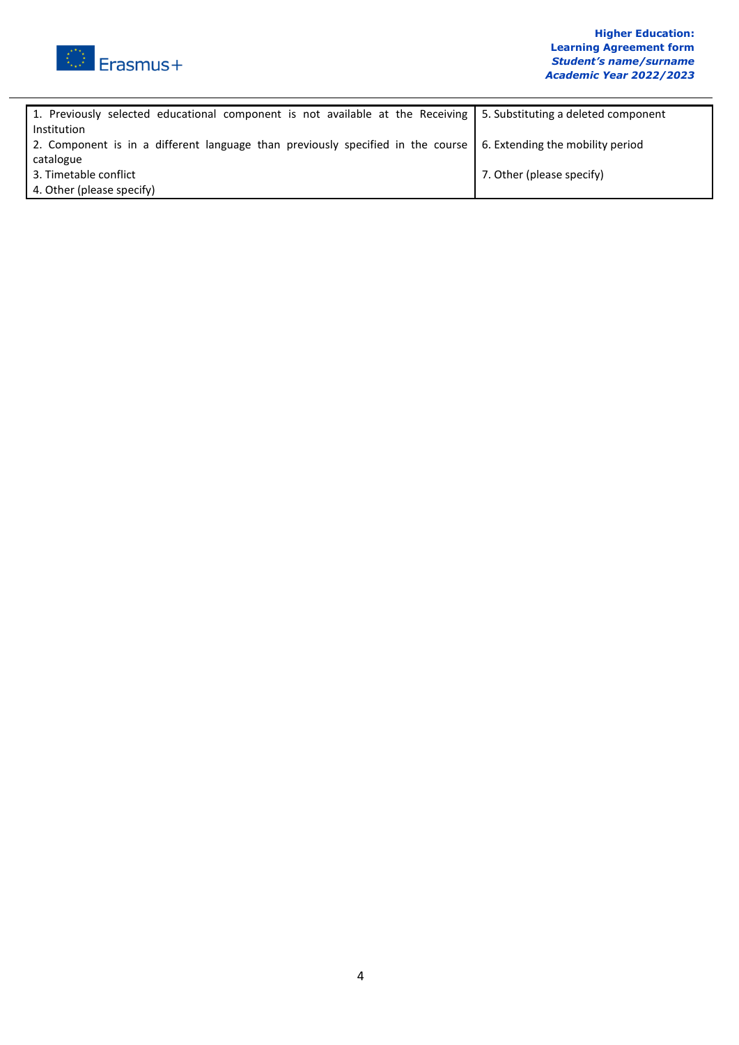| | |
|---|---|
| 1. Previously selected educational component is not available at the Receiving Institution | 5. Substituting a deleted component |
| 2. Component is in a different language than previously specified in the course catalogue | 6. Extending the mobility period |
| 3. Timetable conflict | 7. Other (please specify) |
| 4. Other (please specify) | |